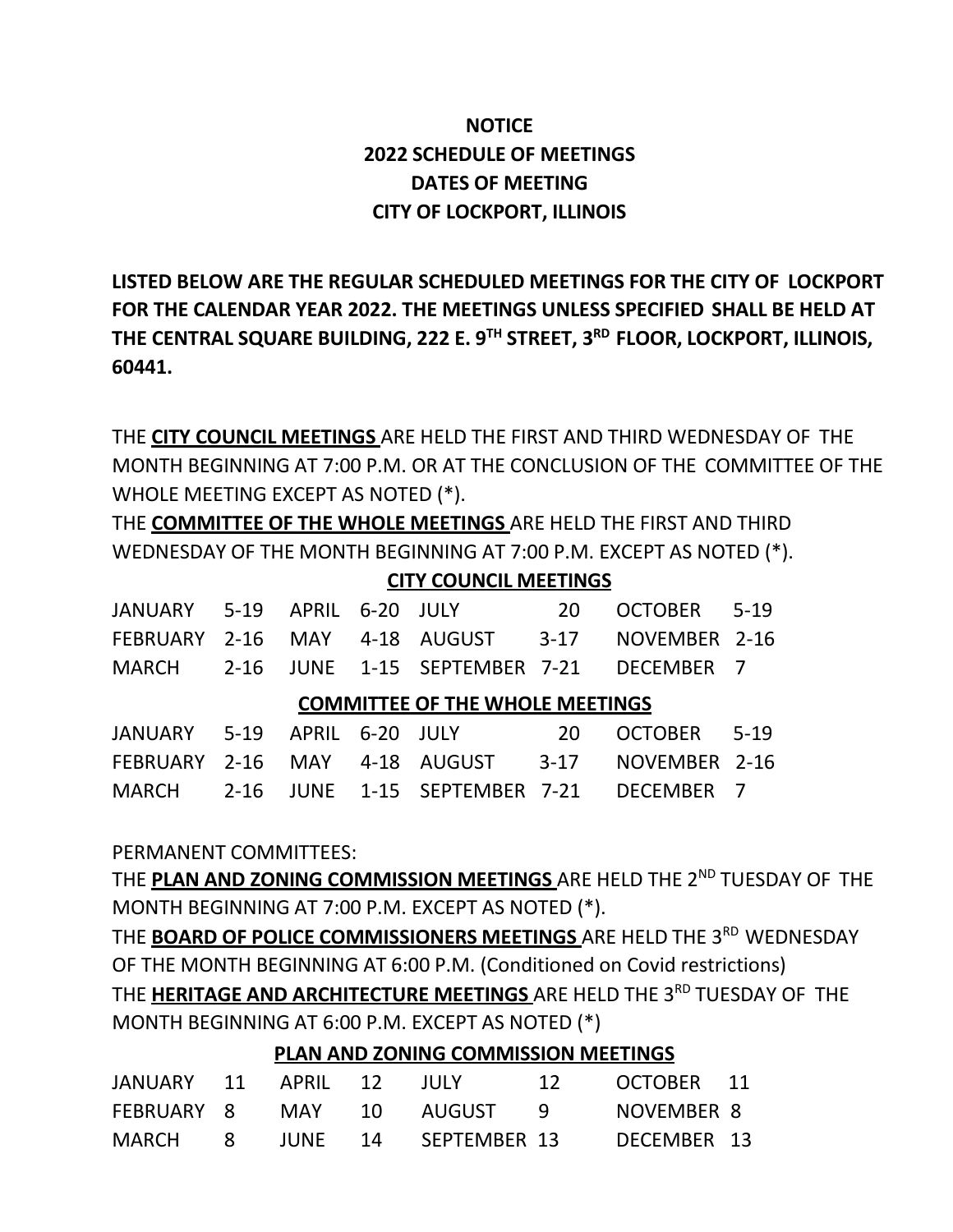**NOTICE**
**2022 SCHEDULE OF MEETINGS**
**DATES OF MEETING**
**CITY OF LOCKPORT, ILLINOIS**

**LISTED BELOW ARE THE REGULAR SCHEDULED MEETINGS FOR THE CITY OF LOCKPORT FOR THE CALENDAR YEAR 2022. THE MEETINGS UNLESS SPECIFIED SHALL BE HELD AT THE CENTRAL SQUARE BUILDING, 222 E. 9TH STREET, 3RD FLOOR, LOCKPORT, ILLINOIS, 60441.**

THE **CITY COUNCIL MEETINGS** ARE HELD THE FIRST AND THIRD WEDNESDAY OF THE MONTH BEGINNING AT 7:00 P.M. OR AT THE CONCLUSION OF THE COMMITTEE OF THE WHOLE MEETING EXCEPT AS NOTED (*).

THE **COMMITTEE OF THE WHOLE MEETINGS** ARE HELD THE FIRST AND THIRD WEDNESDAY OF THE MONTH BEGINNING AT 7:00 P.M. EXCEPT AS NOTED (*).

**CITY COUNCIL MEETINGS**

| | | | | | | | |
|---|---|---|---|---|---|---|---|
| JANUARY | 5-19 | APRIL | 6-20 | JULY | 20 | OCTOBER | 5-19 |
| FEBRUARY | 2-16 | MAY | 4-18 | AUGUST | 3-17 | NOVEMBER | 2-16 |
| MARCH | 2-16 | JUNE | 1-15 | SEPTEMBER | 7-21 | DECEMBER | 7 |

**COMMITTEE OF THE WHOLE MEETINGS**

| | | | | | | | |
|---|---|---|---|---|---|---|---|
| JANUARY | 5-19 | APRIL | 6-20 | JULY | 20 | OCTOBER | 5-19 |
| FEBRUARY | 2-16 | MAY | 4-18 | AUGUST | 3-17 | NOVEMBER | 2-16 |
| MARCH | 2-16 | JUNE | 1-15 | SEPTEMBER | 7-21 | DECEMBER | 7 |

PERMANENT COMMITTEES:

THE **PLAN AND ZONING COMMISSION MEETINGS** ARE HELD THE 2ND TUESDAY OF THE MONTH BEGINNING AT 7:00 P.M. EXCEPT AS NOTED (*).

THE **BOARD OF POLICE COMMISSIONERS MEETINGS** ARE HELD THE 3RD WEDNESDAY OF THE MONTH BEGINNING AT 6:00 P.M. (Conditioned on Covid restrictions)

THE **HERITAGE AND ARCHITECTURE MEETINGS** ARE HELD THE 3RD TUESDAY OF THE MONTH BEGINNING AT 6:00 P.M. EXCEPT AS NOTED (*)

**PLAN AND ZONING COMMISSION MEETINGS**

| | | | | | | | |
|---|---|---|---|---|---|---|---|
| JANUARY | 11 | APRIL | 12 | JULY | 12 | OCTOBER | 11 |
| FEBRUARY | 8 | MAY | 10 | AUGUST | 9 | NOVEMBER | 8 |
| MARCH | 8 | JUNE | 14 | SEPTEMBER | 13 | DECEMBER | 13 |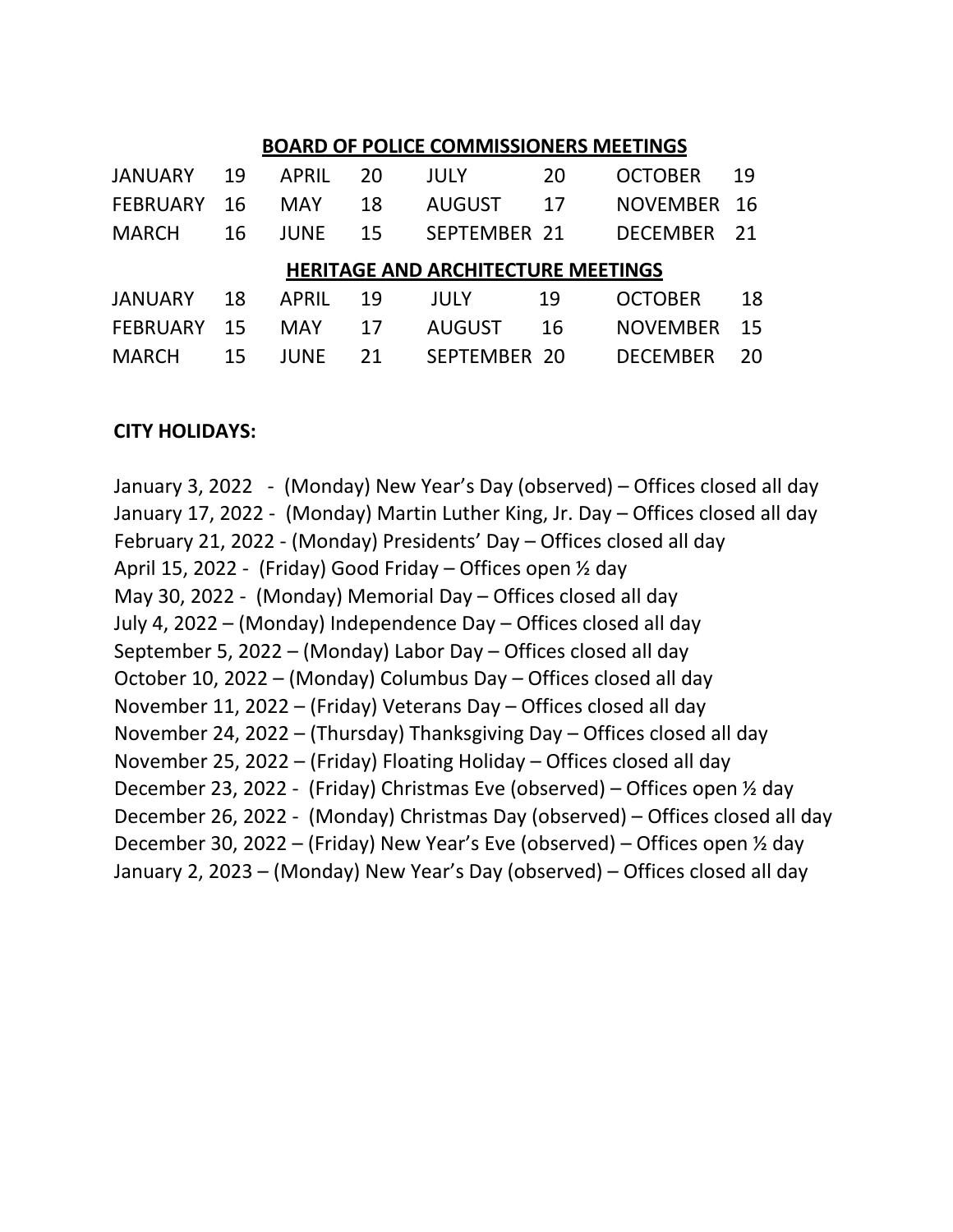## BOARD OF POLICE COMMISSIONERS MEETINGS

| | | | | | | | |
|---|---|---|---|---|---|---|---|
| JANUARY | 19 | APRIL | 20 | JULY | 20 | OCTOBER | 19 |
| FEBRUARY | 16 | MAY | 18 | AUGUST | 17 | NOVEMBER | 16 |
| MARCH | 16 | JUNE | 15 | SEPTEMBER | 21 | DECEMBER | 21 |

## HERITAGE AND ARCHITECTURE MEETINGS

| | | | | | | | |
|---|---|---|---|---|---|---|---|
| JANUARY | 18 | APRIL | 19 | JULY | 19 | OCTOBER | 18 |
| FEBRUARY | 15 | MAY | 17 | AUGUST | 16 | NOVEMBER | 15 |
| MARCH | 15 | JUNE | 21 | SEPTEMBER | 20 | DECEMBER | 20 |

**CITY HOLIDAYS:**

January 3, 2022 - (Monday) New Year's Day (observed) – Offices closed all day
January 17, 2022 - (Monday) Martin Luther King, Jr. Day – Offices closed all day
February 21, 2022 - (Monday) Presidents' Day – Offices closed all day
April 15, 2022 - (Friday) Good Friday – Offices open ½ day
May 30, 2022 - (Monday) Memorial Day – Offices closed all day
July 4, 2022 – (Monday) Independence Day – Offices closed all day
September 5, 2022 – (Monday) Labor Day – Offices closed all day
October 10, 2022 – (Monday) Columbus Day – Offices closed all day
November 11, 2022 – (Friday) Veterans Day – Offices closed all day
November 24, 2022 – (Thursday) Thanksgiving Day – Offices closed all day
November 25, 2022 – (Friday) Floating Holiday – Offices closed all day
December 23, 2022 - (Friday) Christmas Eve (observed) – Offices open ½ day
December 26, 2022 - (Monday) Christmas Day (observed) – Offices closed all day
December 30, 2022 – (Friday) New Year's Eve (observed) – Offices open ½ day
January 2, 2023 – (Monday) New Year's Day (observed) – Offices closed all day